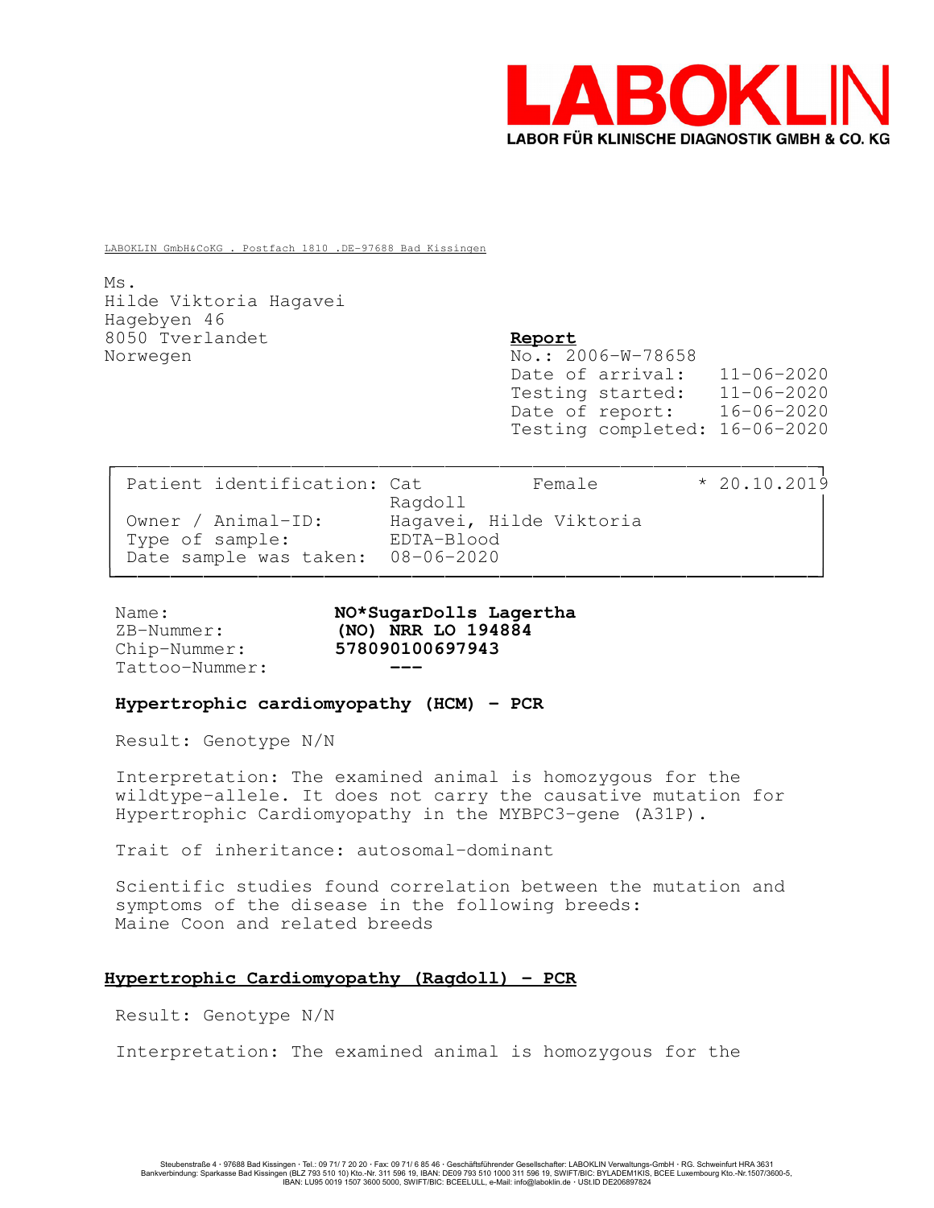LABOKLIN

LABOR FÜR KLINISCHE DIAGNOSTIK GMBH & CO. KG

LABOKLIN GmbH&CoKG . Postfach 1810 .DE-97688 Bad Kissingen

Ms.
Hilde Viktoria Hagavei
Hagebyen 46
8050 Tverlandet
Norwegen

**Report**

No.: 2006-W-78658
Date of arrival: 11-06-2020
Testing started: 11-06-2020
Date of report: 16-06-2020
Testing completed: 16-06-2020

| | | | |
|---|---|---|---|
| Patient identification: | Cat Ragdoll | Female | * 20.10.2019 |
| Owner / Animal-ID: | Hagavei, Hilde Viktoria | | |
| Type of sample: | EDTA-Blood | | |
| Date sample was taken: | 08-06-2020 | | |

Name: **NO*SugarDolls Lagertha**
ZB-Nummer: **(NO) NRR LO 194884**
Chip-Nummer: **578090100697943**
Tattoo-Nummer: **---**

**Hypertrophic cardiomyopathy (HCM) - PCR**

Result: Genotype N/N

Interpretation: The examined animal is homozygous for the wildtype-allele. It does not carry the causative mutation for Hypertrophic Cardiomyopathy in the MYBPC3-gene (A31P).

Trait of inheritance: autosomal-dominant

Scientific studies found correlation between the mutation and symptoms of the disease in the following breeds:
Maine Coon and related breeds

**Hypertrophic Cardiomyopathy (Ragdoll) - PCR**

Result: Genotype N/N

Interpretation: The examined animal is homozygous for the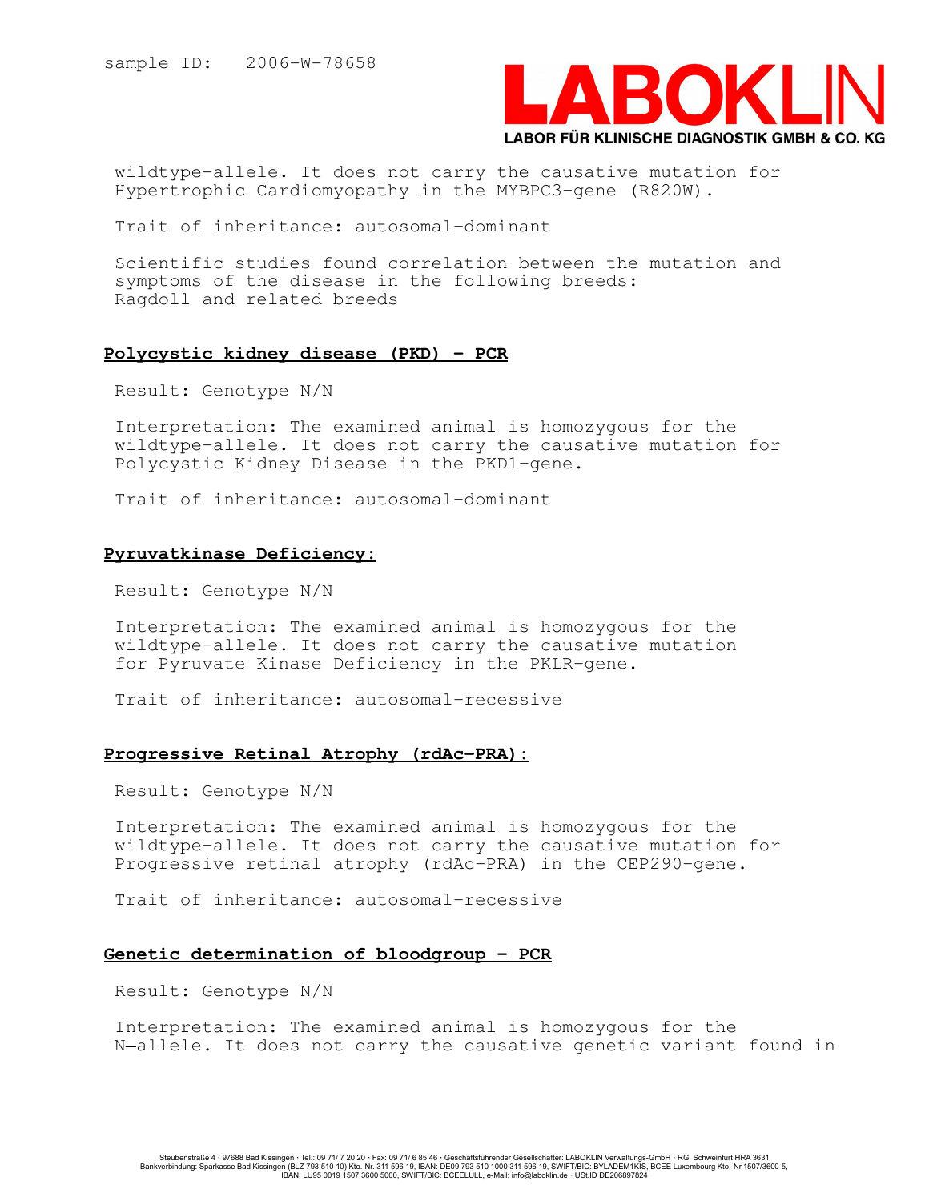wildtype-allele. It does not carry the causative mutation for Hypertrophic Cardiomyopathy in the MYBPC3-gene (R820W).

Trait of inheritance: autosomal-dominant

Scientific studies found correlation between the mutation and symptoms of the disease in the following breeds:
Ragdoll and related breeds

## Polycystic kidney disease (PKD) - PCR

Result: Genotype N/N

Interpretation: The examined animal is homozygous for the wildtype-allele. It does not carry the causative mutation for Polycystic Kidney Disease in the PKD1-gene.

Trait of inheritance: autosomal-dominant

## Pyruvatkinase Deficiency:

Result: Genotype N/N

Interpretation: The examined animal is homozygous for the wildtype-allele. It does not carry the causative mutation for Pyruvate Kinase Deficiency in the PKLR-gene.

Trait of inheritance: autosomal-recessive

## Progressive Retinal Atrophy (rdAc-PRA):

Result: Genotype N/N

Interpretation: The examined animal is homozygous for the wildtype-allele. It does not carry the causative mutation for Progressive retinal atrophy (rdAc-PRA) in the CEP290-gene.

Trait of inheritance: autosomal-recessive

## Genetic determination of bloodgroup - PCR

Result: Genotype N/N

Interpretation: The examined animal is homozygous for the N-allele. It does not carry the causative genetic variant found in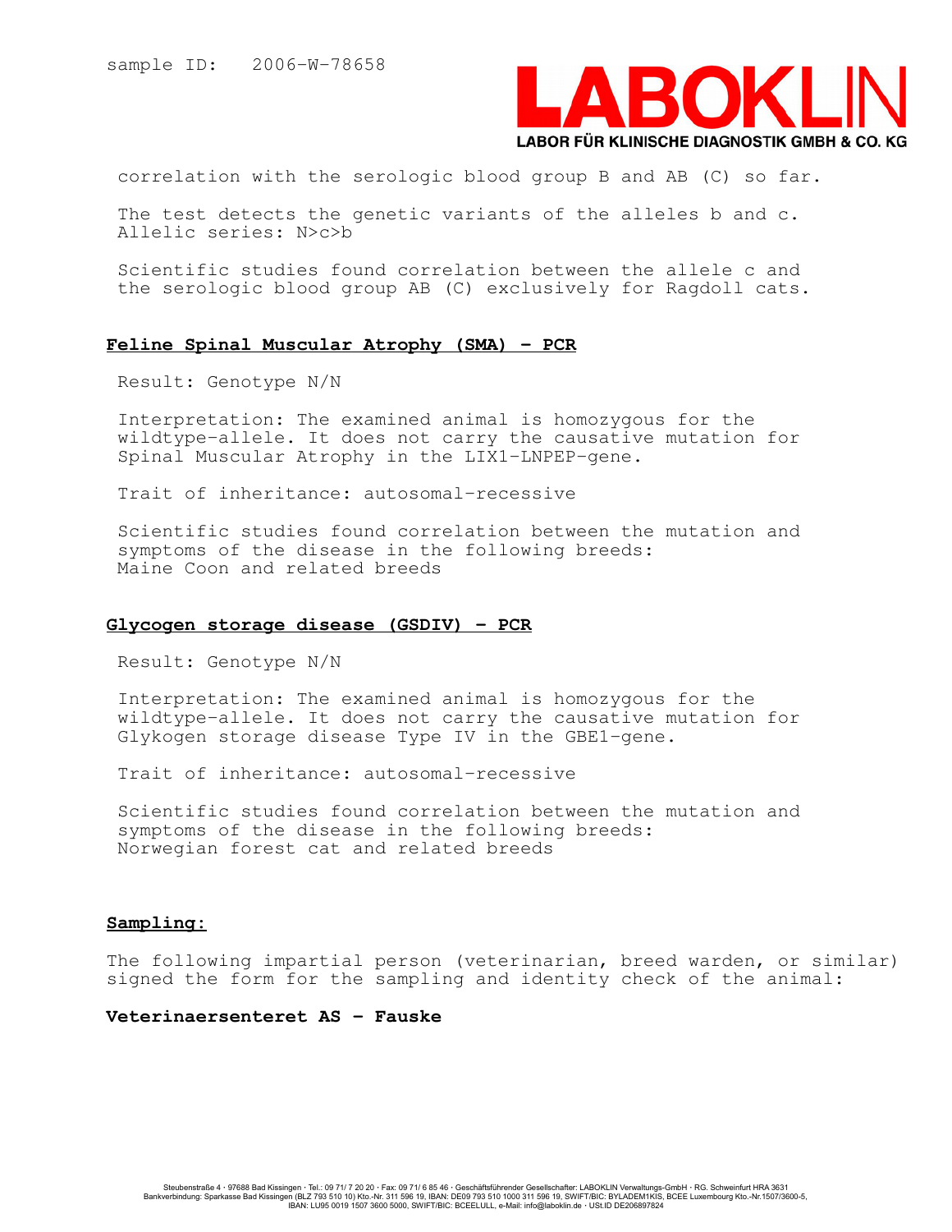correlation with the serologic blood group B and AB (C) so far.

The test detects the genetic variants of the alleles b and c.
Allelic series: N>c>b

Scientific studies found correlation between the allele c and the serologic blood group AB (C) exclusively for Ragdoll cats.

## Feline Spinal Muscular Atrophy (SMA) - PCR

Result: Genotype N/N

Interpretation: The examined animal is homozygous for the wildtype-allele. It does not carry the causative mutation for Spinal Muscular Atrophy in the LIX1-LNPEP-gene.

Trait of inheritance: autosomal-recessive

Scientific studies found correlation between the mutation and symptoms of the disease in the following breeds:
Maine Coon and related breeds

## Glycogen storage disease (GSDIV) - PCR

Result: Genotype N/N

Interpretation: The examined animal is homozygous for the wildtype-allele. It does not carry the causative mutation for Glykogen storage disease Type IV in the GBE1-gene.

Trait of inheritance: autosomal-recessive

Scientific studies found correlation between the mutation and symptoms of the disease in the following breeds:
Norwegian forest cat and related breeds

## Sampling:

The following impartial person (veterinarian, breed warden, or similar) signed the form for the sampling and identity check of the animal:

**Veterinaersenteret AS - Fauske**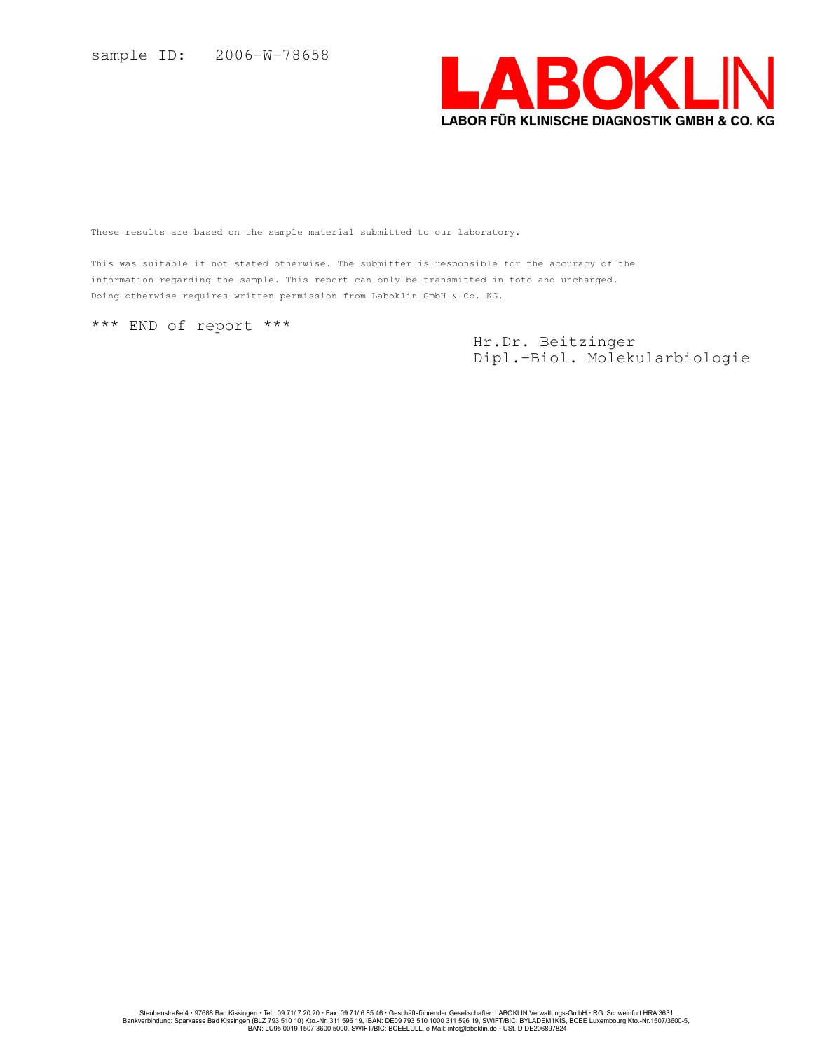sample ID: 2006-W-78658

These results are based on the sample material submitted to our laboratory.

This was suitable if not stated otherwise. The submitter is responsible for the accuracy of the information regarding the sample. This report can only be transmitted in toto and unchanged. Doing otherwise requires written permission from Laboklin GmbH & Co. KG.

*** END of report ***

Hr.Dr. Beitzinger
Dipl.-Biol. Molekularbiologie